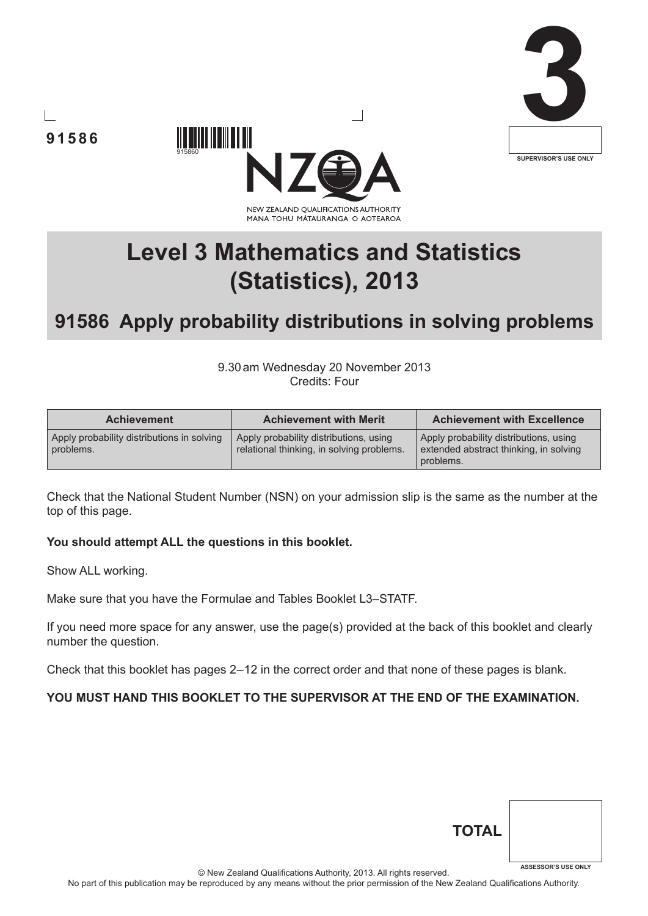91586

3

SUPERVISOR'S USE ONLY

NEW ZEALAND QUALIFICATIONS AUTHORITY
MANA TOHU MĀTAURANGA O AOTEAROA

# Level 3 Mathematics and Statistics (Statistics), 2013

## 91586 Apply probability distributions in solving problems

9.30 am Wednesday 20 November 2013
Credits: Four

| Achievement | Achievement with Merit | Achievement with Excellence |
|---|---|---|
| Apply probability distributions in solving problems. | Apply probability distributions, using relational thinking, in solving problems. | Apply probability distributions, using extended abstract thinking, in solving problems. |

Check that the National Student Number (NSN) on your admission slip is the same as the number at the top of this page.

**You should attempt ALL the questions in this booklet.**

Show ALL working.

Make sure that you have the Formulae and Tables Booklet L3–STATF.

If you need more space for any answer, use the page(s) provided at the back of this booklet and clearly number the question.

Check that this booklet has pages 2–12 in the correct order and that none of these pages is blank.

**YOU MUST HAND THIS BOOKLET TO THE SUPERVISOR AT THE END OF THE EXAMINATION.**

**TOTAL**

ASSESSOR'S USE ONLY

© New Zealand Qualifications Authority, 2013. All rights reserved.
No part of this publication may be reproduced by any means without the prior permission of the New Zealand Qualifications Authority.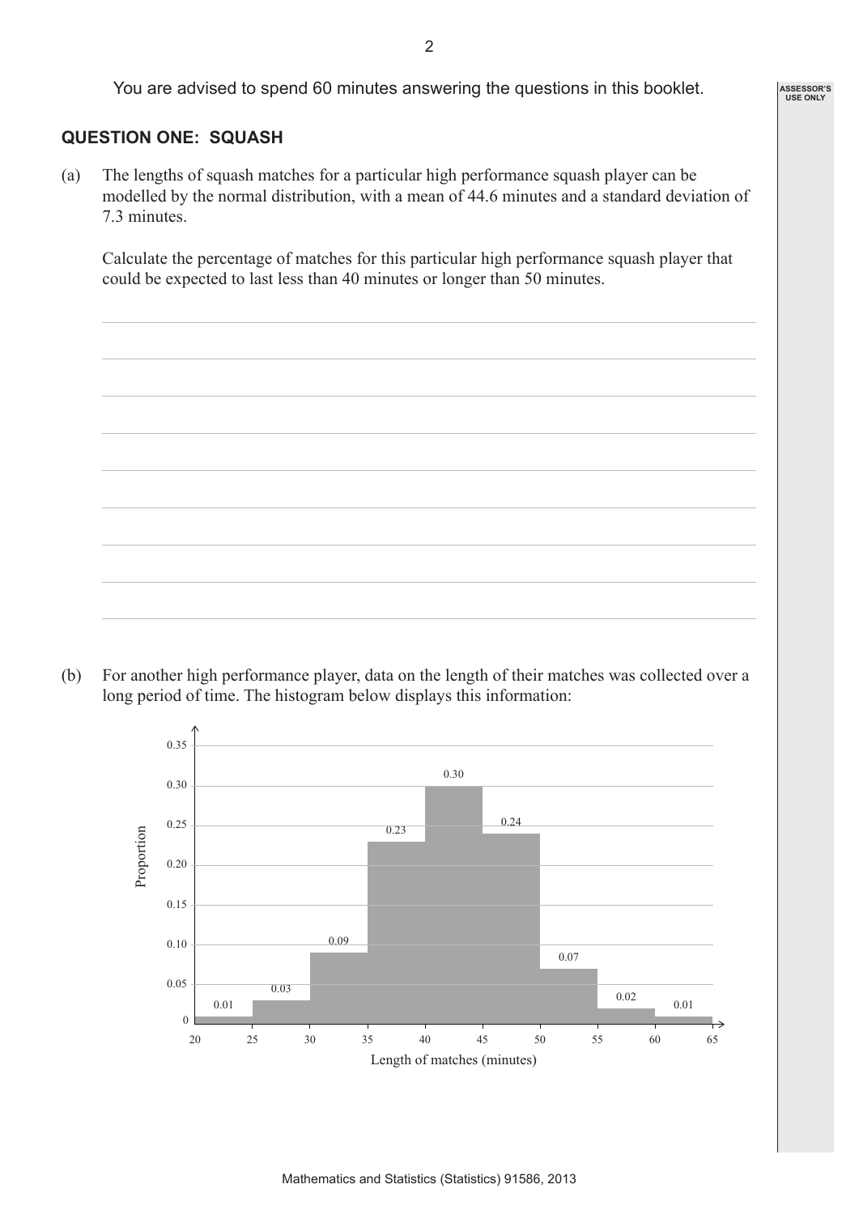You are advised to spend 60 minutes answering the questions in this booklet.

## QUESTION ONE: SQUASH

(a) The lengths of squash matches for a particular high performance squash player can be modelled by the normal distribution, with a mean of 44.6 minutes and a standard deviation of 7.3 minutes.

Calculate the percentage of matches for this particular high performance squash player that could be expected to last less than 40 minutes or longer than 50 minutes.

(b) For another high performance player, data on the length of their matches was collected over a long period of time. The histogram below displays this information:

| Length of matches (minutes) | Proportion |
|---|---|
| 20–25 | 0.01 |
| 25–30 | 0.03 |
| 30–35 | 0.09 |
| 35–40 | 0.23 |
| 40–45 | 0.30 |
| 45–50 | 0.24 |
| 50–55 | 0.07 |
| 55–60 | 0.02 |
| 60–65 | 0.01 |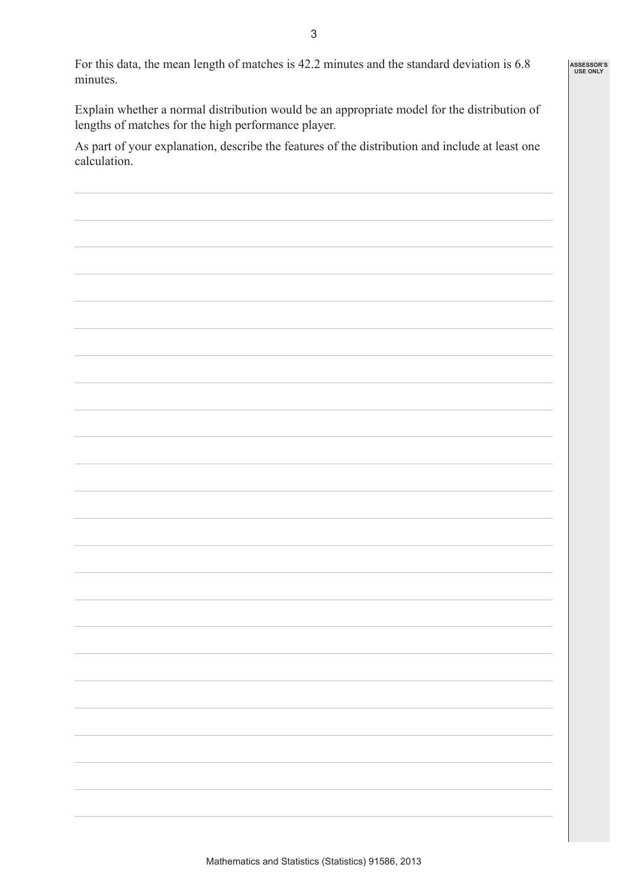For this data, the mean length of matches is 42.2 minutes and the standard deviation is 6.8 minutes.

Explain whether a normal distribution would be an appropriate model for the distribution of lengths of matches for the high performance player.

As part of your explanation, describe the features of the distribution and include at least one calculation.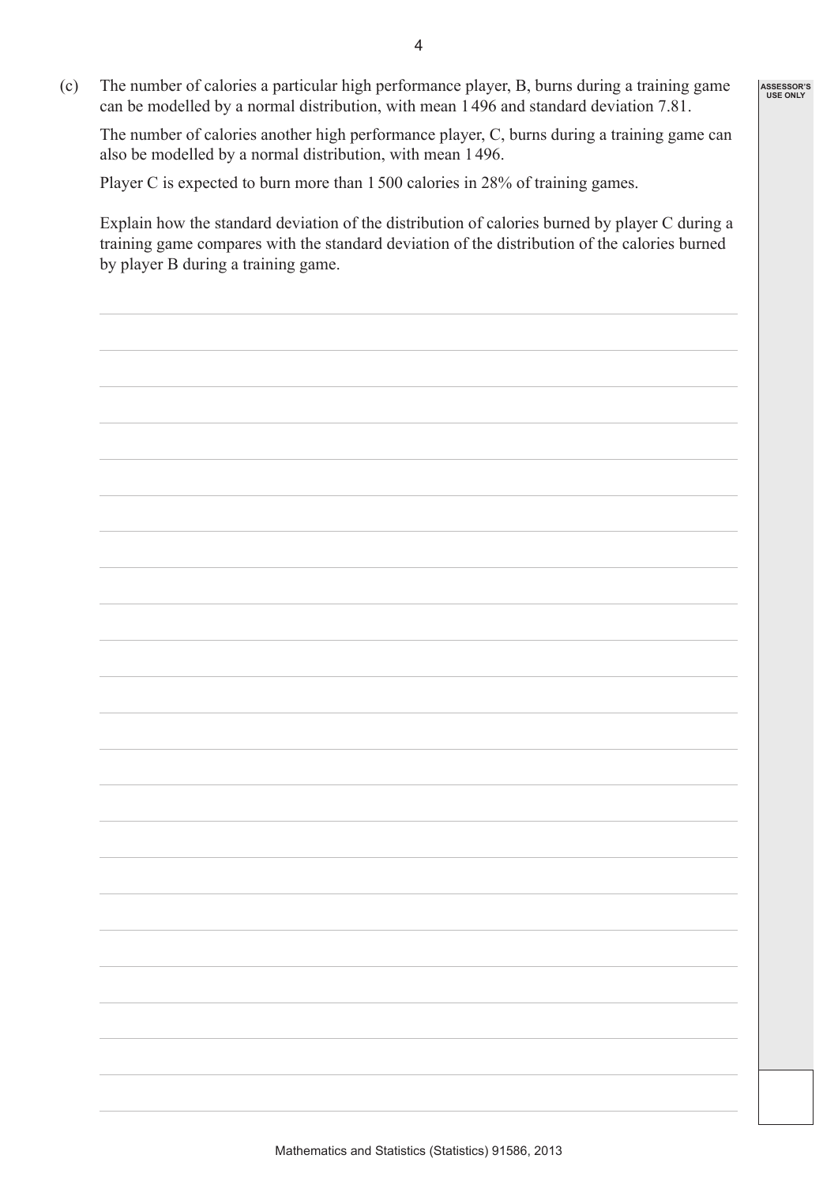(c) The number of calories a particular high performance player, B, burns during a training game can be modelled by a normal distribution, with mean 1 496 and standard deviation 7.81.

The number of calories another high performance player, C, burns during a training game can also be modelled by a normal distribution, with mean 1 496.

Player C is expected to burn more than 1 500 calories in 28% of training games.

Explain how the standard deviation of the distribution of calories burned by player C during a training game compares with the standard deviation of the distribution of the calories burned by player B during a training game.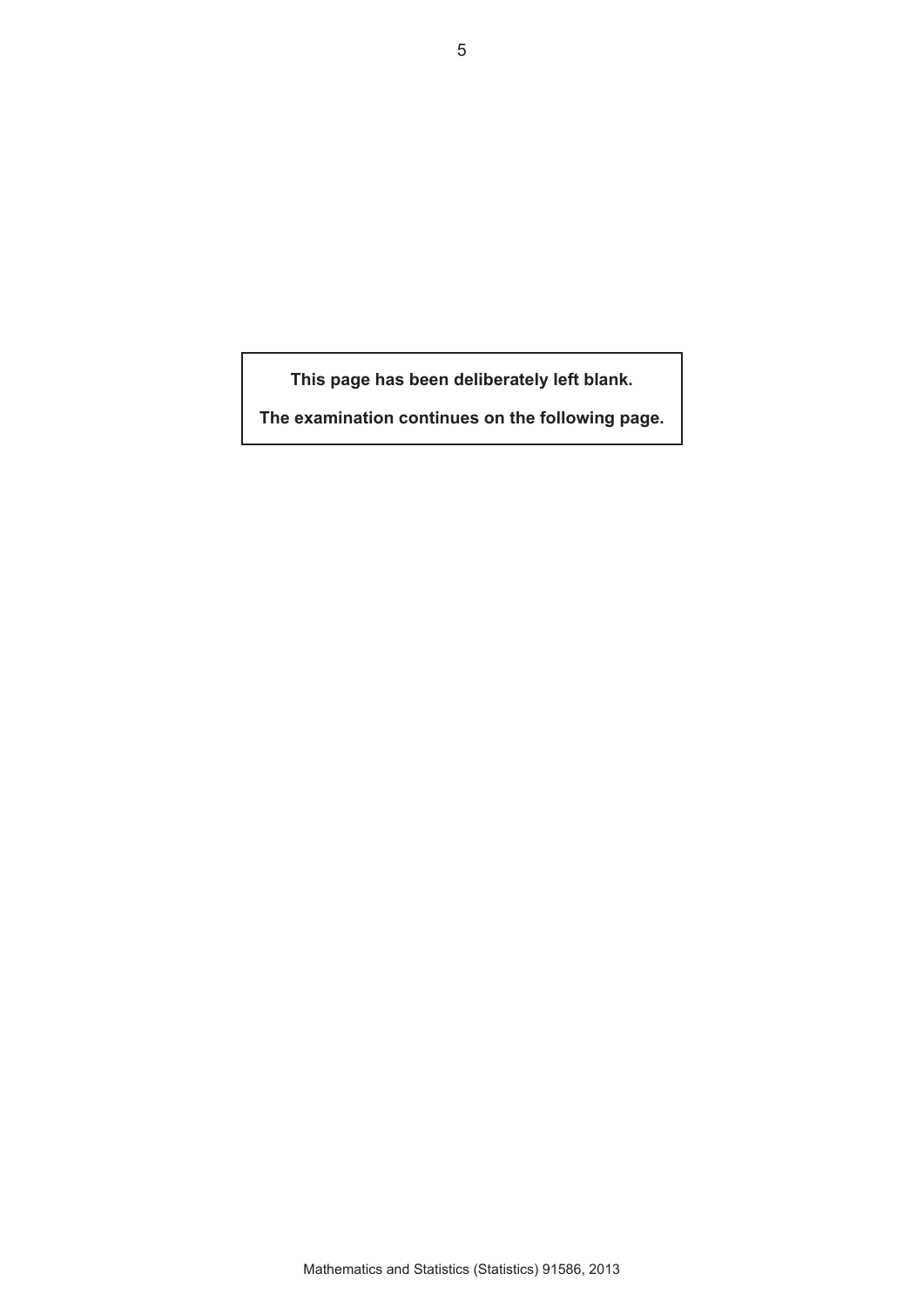**This page has been deliberately left blank.**

**The examination continues on the following page.**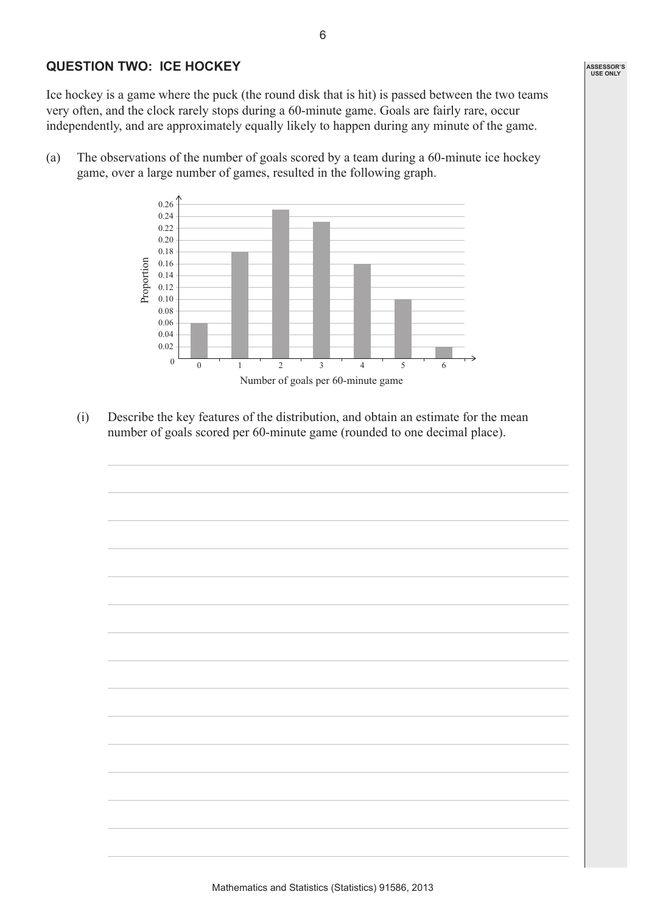## QUESTION TWO: ICE HOCKEY

Ice hockey is a game where the puck (the round disk that is hit) is passed between the two teams very often, and the clock rarely stops during a 60-minute game. Goals are fairly rare, occur independently, and are approximately equally likely to happen during any minute of the game.

(a) The observations of the number of goals scored by a team during a 60-minute ice hockey game, over a large number of games, resulted in the following graph.

| Number of goals per 60-minute game | 0 | 1 | 2 | 3 | 4 | 5 | 6 |
|---|---|---|---|---|---|---|---|
| Proportion | 0.06 | 0.18 | 0.25 | 0.23 | 0.16 | 0.10 | 0.02 |

(i) Describe the key features of the distribution, and obtain an estimate for the mean number of goals scored per 60-minute game (rounded to one decimal place).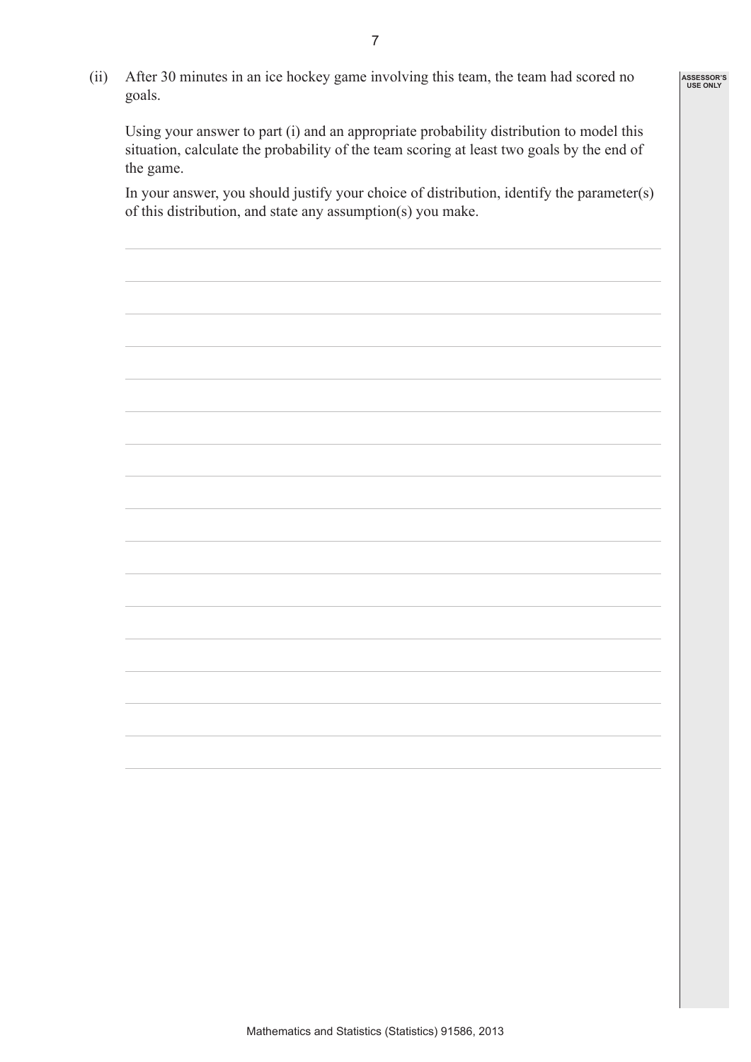(ii) After 30 minutes in an ice hockey game involving this team, the team had scored no goals.

Using your answer to part (i) and an appropriate probability distribution to model this situation, calculate the probability of the team scoring at least two goals by the end of the game.

In your answer, you should justify your choice of distribution, identify the parameter(s) of this distribution, and state any assumption(s) you make.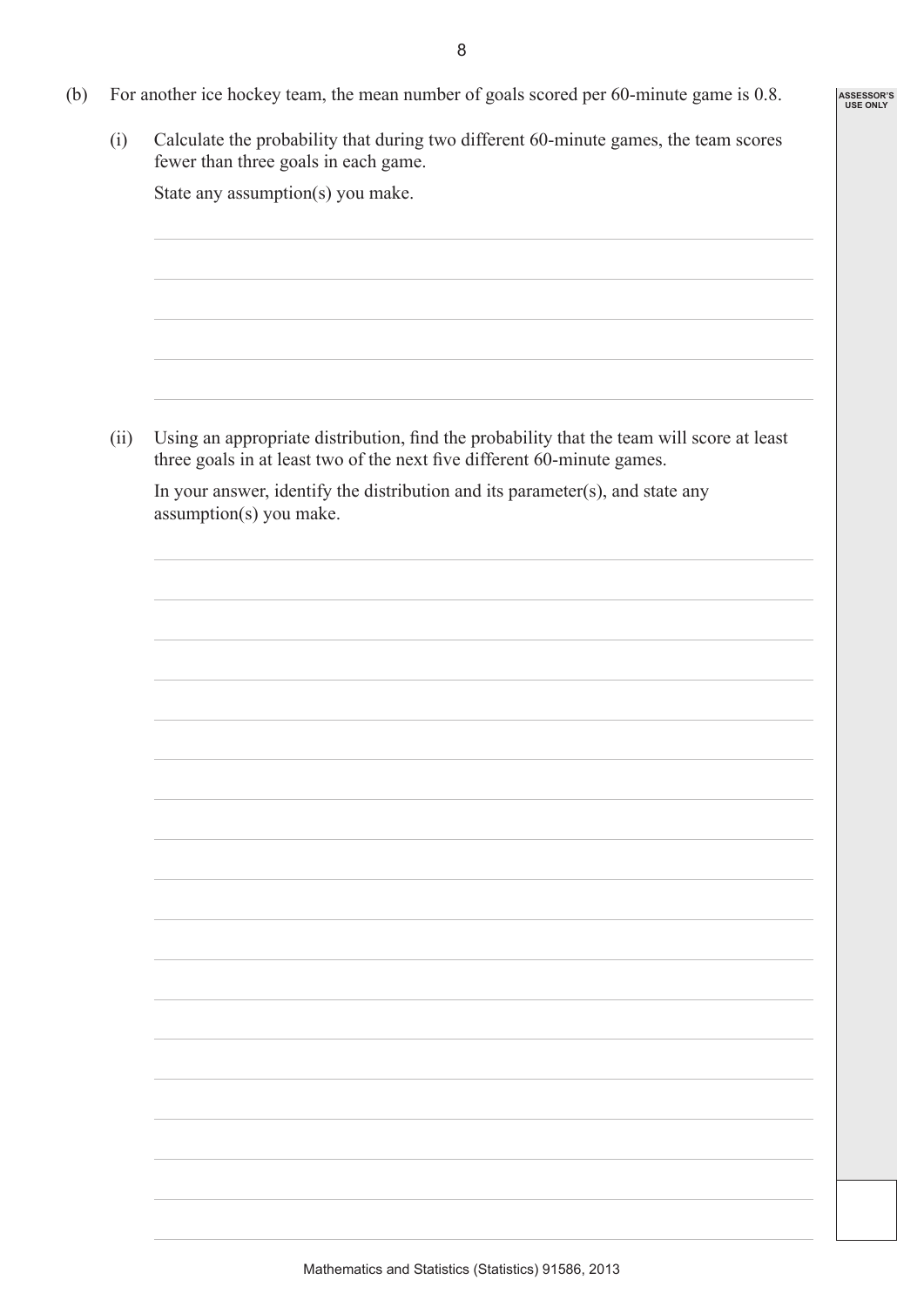(b) For another ice hockey team, the mean number of goals scored per 60-minute game is 0.8.

(i) Calculate the probability that during two different 60-minute games, the team scores fewer than three goals in each game.

State any assumption(s) you make.

(ii) Using an appropriate distribution, find the probability that the team will score at least three goals in at least two of the next five different 60-minute games.

In your answer, identify the distribution and its parameter(s), and state any assumption(s) you make.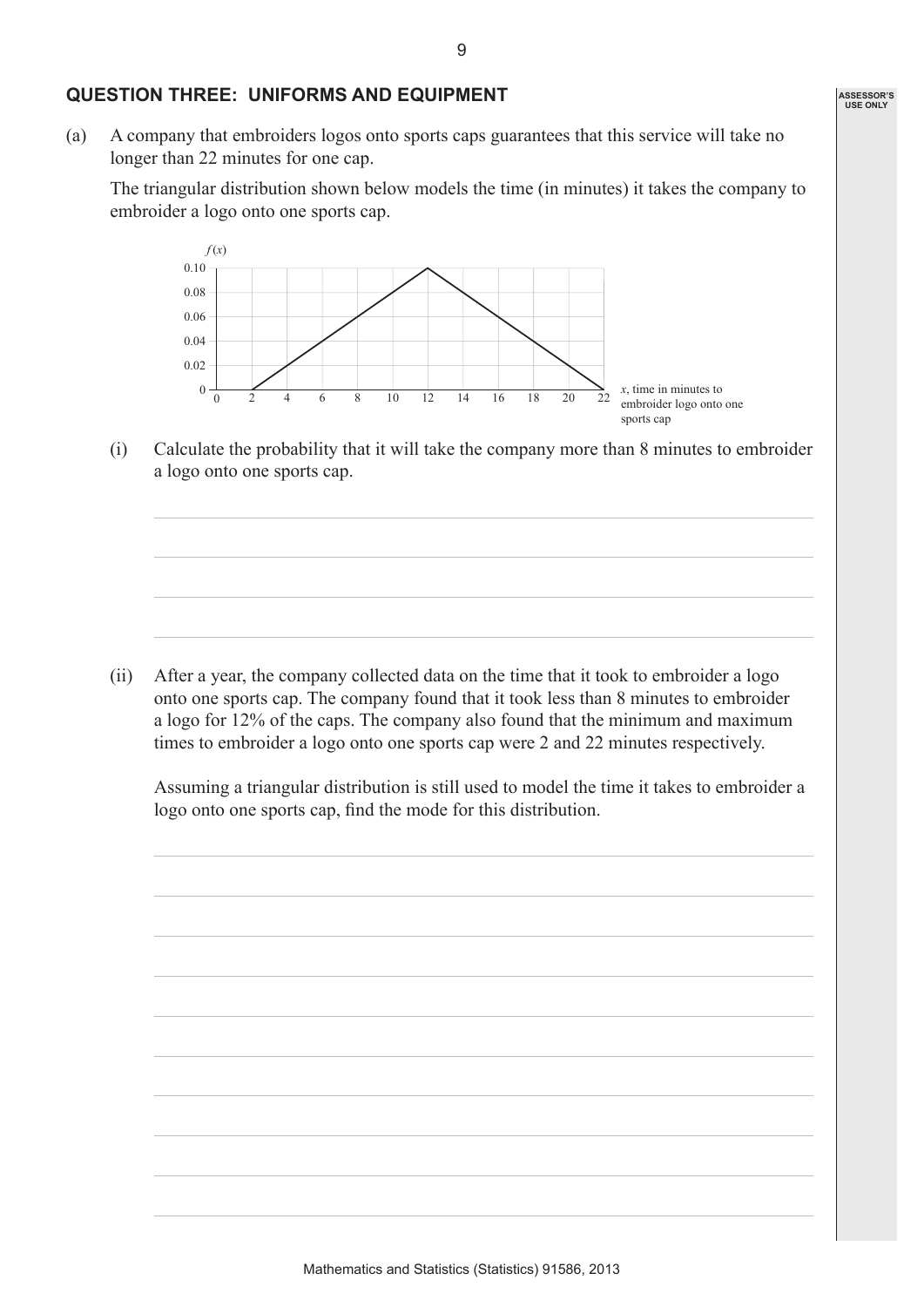## QUESTION THREE: UNIFORMS AND EQUIPMENT

(a) A company that embroiders logos onto sports caps guarantees that this service will take no longer than 22 minutes for one cap.

The triangular distribution shown below models the time (in minutes) it takes the company to embroider a logo onto one sports cap.

(i) Calculate the probability that it will take the company more than 8 minutes to embroider a logo onto one sports cap.

(ii) After a year, the company collected data on the time that it took to embroider a logo onto one sports cap. The company found that it took less than 8 minutes to embroider a logo for 12% of the caps. The company also found that the minimum and maximum times to embroider a logo onto one sports cap were 2 and 22 minutes respectively.

Assuming a triangular distribution is still used to model the time it takes to embroider a logo onto one sports cap, find the mode for this distribution.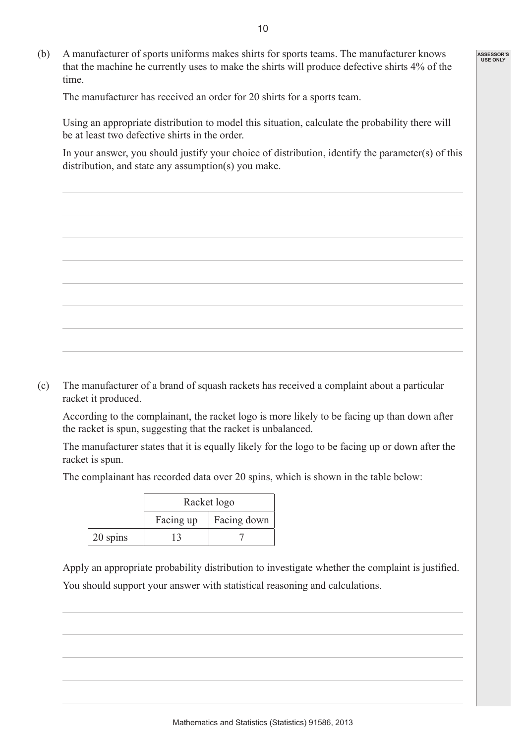(b) A manufacturer of sports uniforms makes shirts for sports teams. The manufacturer knows that the machine he currently uses to make the shirts will produce defective shirts 4% of the time.

The manufacturer has received an order for 20 shirts for a sports team.

Using an appropriate distribution to model this situation, calculate the probability there will be at least two defective shirts in the order.

In your answer, you should justify your choice of distribution, identify the parameter(s) of this distribution, and state any assumption(s) you make.

(c) The manufacturer of a brand of squash rackets has received a complaint about a particular racket it produced.

According to the complainant, the racket logo is more likely to be facing up than down after the racket is spun, suggesting that the racket is unbalanced.

The manufacturer states that it is equally likely for the logo to be facing up or down after the racket is spun.

The complainant has recorded data over 20 spins, which is shown in the table below:

| | Racket logo | |
|---|---|---|
| | Facing up | Facing down |
| 20 spins | 13 | 7 |

Apply an appropriate probability distribution to investigate whether the complaint is justified.

You should support your answer with statistical reasoning and calculations.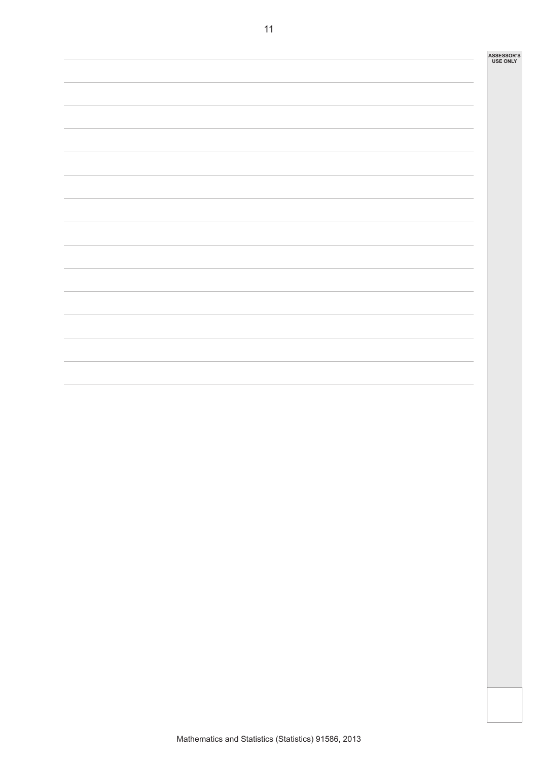ASSESSOR'S USE ONLY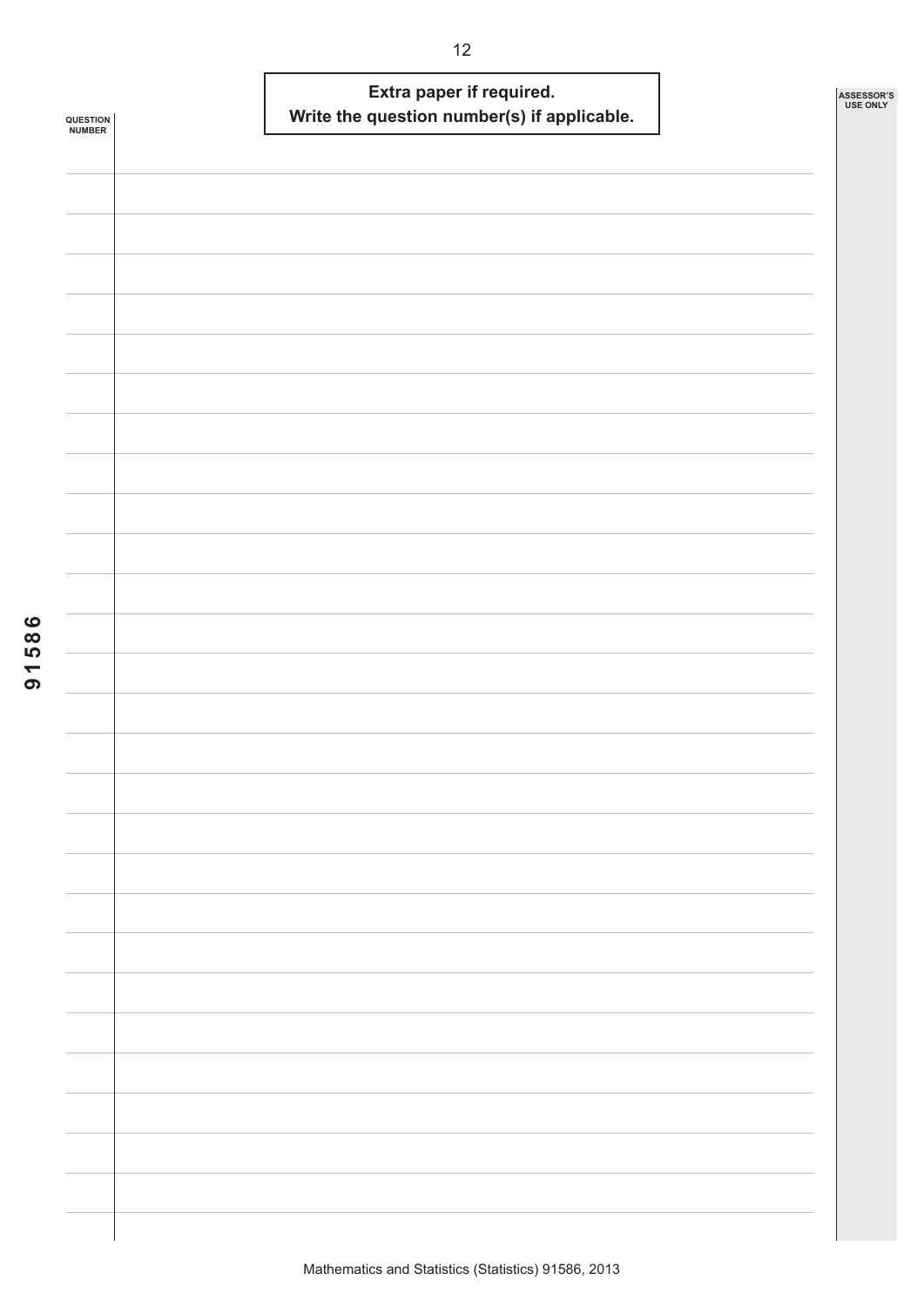**Extra paper if required.**
**Write the question number(s) if applicable.**

QUESTION NUMBER

ASSESSOR'S USE ONLY